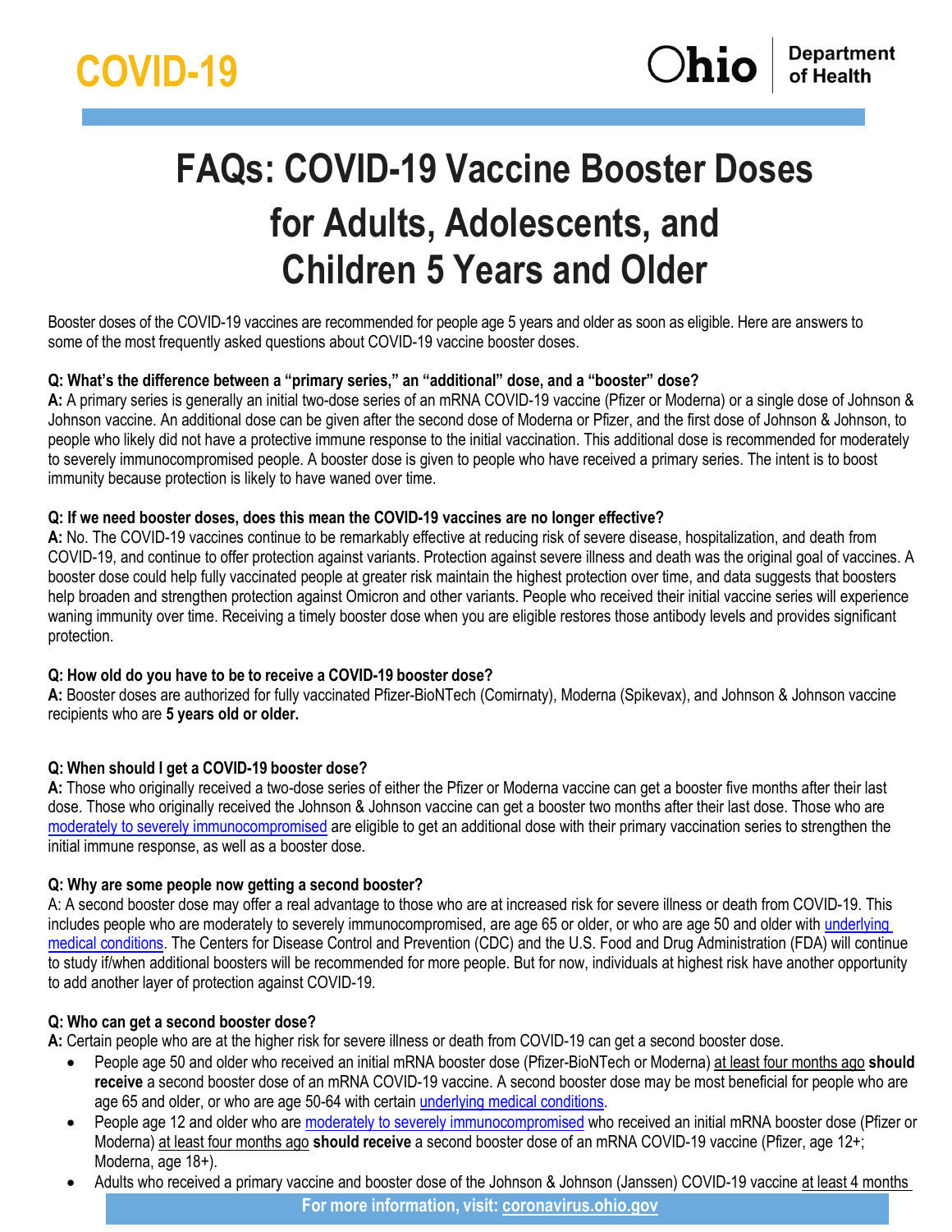COVID-19

Ohio Department of Health

# FAQs: COVID-19 Vaccine Booster Doses for Adults, Adolescents, and Children 5 Years and Older

Booster doses of the COVID-19 vaccines are recommended for people age 5 years and older as soon as eligible. Here are answers to some of the most frequently asked questions about COVID-19 vaccine booster doses.

**Q: What's the difference between a "primary series," an "additional" dose, and a "booster" dose?**
**A:** A primary series is generally an initial two-dose series of an mRNA COVID-19 vaccine (Pfizer or Moderna) or a single dose of Johnson & Johnson vaccine. An additional dose can be given after the second dose of Moderna or Pfizer, and the first dose of Johnson & Johnson, to people who likely did not have a protective immune response to the initial vaccination. This additional dose is recommended for moderately to severely immunocompromised people. A booster dose is given to people who have received a primary series. The intent is to boost immunity because protection is likely to have waned over time.

**Q: If we need booster doses, does this mean the COVID-19 vaccines are no longer effective?**
**A:** No. The COVID-19 vaccines continue to be remarkably effective at reducing risk of severe disease, hospitalization, and death from COVID-19, and continue to offer protection against variants. Protection against severe illness and death was the original goal of vaccines. A booster dose could help fully vaccinated people at greater risk maintain the highest protection over time, and data suggests that boosters help broaden and strengthen protection against Omicron and other variants. People who received their initial vaccine series will experience waning immunity over time. Receiving a timely booster dose when you are eligible restores those antibody levels and provides significant protection.

**Q: How old do you have to be to receive a COVID-19 booster dose?**
**A:** Booster doses are authorized for fully vaccinated Pfizer-BioNTech (Comirnaty), Moderna (Spikevax), and Johnson & Johnson vaccine recipients who are **5 years old or older.**

**Q: When should I get a COVID-19 booster dose?**
**A:** Those who originally received a two-dose series of either the Pfizer or Moderna vaccine can get a booster five months after their last dose. Those who originally received the Johnson & Johnson vaccine can get a booster two months after their last dose. Those who are moderately to severely immunocompromised are eligible to get an additional dose with their primary vaccination series to strengthen the initial immune response, as well as a booster dose.

**Q: Why are some people now getting a second booster?**
A: A second booster dose may offer a real advantage to those who are at increased risk for severe illness or death from COVID-19. This includes people who are moderately to severely immunocompromised, are age 65 or older, or who are age 50 and older with underlying medical conditions. The Centers for Disease Control and Prevention (CDC) and the U.S. Food and Drug Administration (FDA) will continue to study if/when additional boosters will be recommended for more people. But for now, individuals at highest risk have another opportunity to add another layer of protection against COVID-19.

**Q: Who can get a second booster dose?**
**A:** Certain people who are at the higher risk for severe illness or death from COVID-19 can get a second booster dose.

- People age 50 and older who received an initial mRNA booster dose (Pfizer-BioNTech or Moderna) at least four months ago **should receive** a second booster dose of an mRNA COVID-19 vaccine. A second booster dose may be most beneficial for people who are age 65 and older, or who are age 50-64 with certain underlying medical conditions.
- People age 12 and older who are moderately to severely immunocompromised who received an initial mRNA booster dose (Pfizer or Moderna) at least four months ago **should receive** a second booster dose of an mRNA COVID-19 vaccine (Pfizer, age 12+; Moderna, age 18+).
- Adults who received a primary vaccine and booster dose of the Johnson & Johnson (Janssen) COVID-19 vaccine at least 4 months

For more information, visit: coronavirus.ohio.gov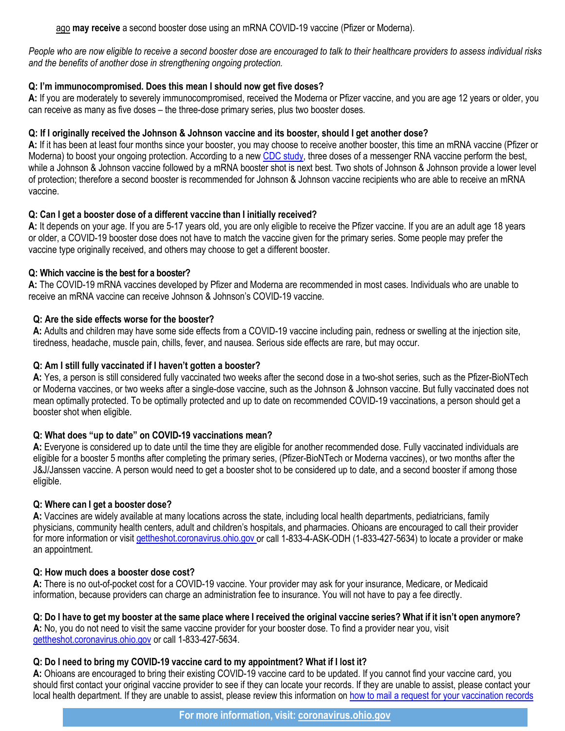ago **may receive** a second booster dose using an mRNA COVID-19 vaccine (Pfizer or Moderna).

*People who are now eligible to receive a second booster dose are encouraged to talk to their healthcare providers to assess individual risks and the benefits of another dose in strengthening ongoing protection.*

**Q: I'm immunocompromised. Does this mean I should now get five doses?**
**A:** If you are moderately to severely immunocompromised, received the Moderna or Pfizer vaccine, and you are age 12 years or older, you can receive as many as five doses – the three-dose primary series, plus two booster doses.

**Q: If I originally received the Johnson & Johnson vaccine and its booster, should I get another dose?**
**A:** If it has been at least four months since your booster, you may choose to receive another booster, this time an mRNA vaccine (Pfizer or Moderna) to boost your ongoing protection. According to a new CDC study, three doses of a messenger RNA vaccine perform the best, while a Johnson & Johnson vaccine followed by a mRNA booster shot is next best. Two shots of Johnson & Johnson provide a lower level of protection; therefore a second booster is recommended for Johnson & Johnson vaccine recipients who are able to receive an mRNA vaccine.

**Q: Can I get a booster dose of a different vaccine than I initially received?**
**A:** It depends on your age. If you are 5-17 years old, you are only eligible to receive the Pfizer vaccine. If you are an adult age 18 years or older, a COVID-19 booster dose does not have to match the vaccine given for the primary series. Some people may prefer the vaccine type originally received, and others may choose to get a different booster.

**Q: Which vaccine is the best for a booster?**
**A:** The COVID-19 mRNA vaccines developed by Pfizer and Moderna are recommended in most cases. Individuals who are unable to receive an mRNA vaccine can receive Johnson & Johnson's COVID-19 vaccine.

**Q: Are the side effects worse for the booster?**
**A:** Adults and children may have some side effects from a COVID-19 vaccine including pain, redness or swelling at the injection site, tiredness, headache, muscle pain, chills, fever, and nausea. Serious side effects are rare, but may occur.

**Q: Am I still fully vaccinated if I haven't gotten a booster?**
**A:** Yes, a person is still considered fully vaccinated two weeks after the second dose in a two-shot series, such as the Pfizer-BioNTech or Moderna vaccines, or two weeks after a single-dose vaccine, such as the Johnson & Johnson vaccine. But fully vaccinated does not mean optimally protected. To be optimally protected and up to date on recommended COVID-19 vaccinations, a person should get a booster shot when eligible.

**Q: What does "up to date" on COVID-19 vaccinations mean?**
**A:** Everyone is considered up to date until the time they are eligible for another recommended dose. Fully vaccinated individuals are eligible for a booster 5 months after completing the primary series, (Pfizer-BioNTech or Moderna vaccines), or two months after the J&J/Janssen vaccine. A person would need to get a booster shot to be considered up to date, and a second booster if among those eligible.

**Q: Where can I get a booster dose?**
**A:** Vaccines are widely available at many locations across the state, including local health departments, pediatricians, family physicians, community health centers, adult and children's hospitals, and pharmacies. Ohioans are encouraged to call their provider for more information or visit gettheshot.coronavirus.ohio.gov or call 1-833-4-ASK-ODH (1-833-427-5634) to locate a provider or make an appointment.

**Q: How much does a booster dose cost?**
**A:** There is no out-of-pocket cost for a COVID-19 vaccine. Your provider may ask for your insurance, Medicare, or Medicaid information, because providers can charge an administration fee to insurance. You will not have to pay a fee directly.

**Q: Do I have to get my booster at the same place where I received the original vaccine series? What if it isn't open anymore?**
**A:** No, you do not need to visit the same vaccine provider for your booster dose. To find a provider near you, visit gettheshot.coronavirus.ohio.gov or call 1-833-427-5634.

**Q: Do I need to bring my COVID-19 vaccine card to my appointment? What if I lost it?**
**A:** Ohioans are encouraged to bring their existing COVID-19 vaccine card to be updated. If you cannot find your vaccine card, you should first contact your original vaccine provider to see if they can locate your records. If they are unable to assist, please contact your local health department. If they are unable to assist, please review this information on how to mail a request for your vaccination records

**For more information, visit: coronavirus.ohio.gov**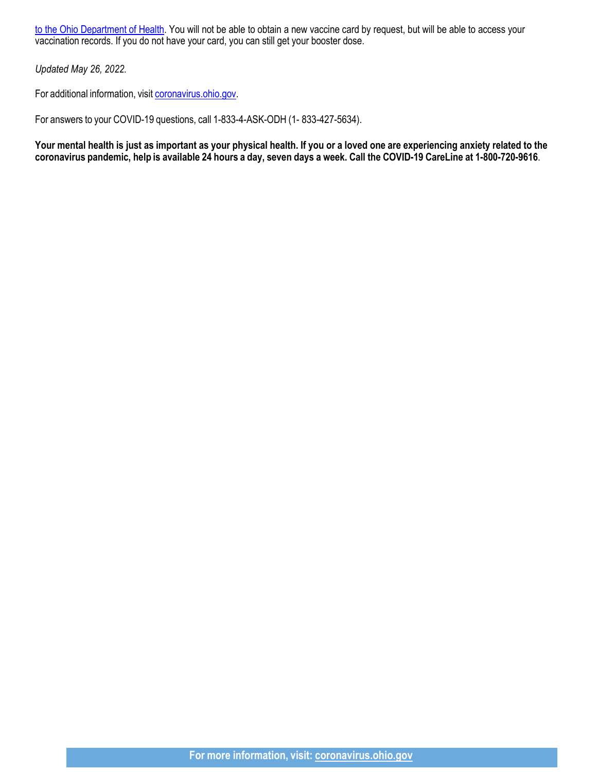to the Ohio Department of Health. You will not be able to obtain a new vaccine card by request, but will be able to access your vaccination records. If you do not have your card, you can still get your booster dose.

*Updated May 26, 2022.*

For additional information, visit coronavirus.ohio.gov.

For answers to your COVID-19 questions, call 1-833-4-ASK-ODH (1- 833-427-5634).

**Your mental health is just as important as your physical health. If you or a loved one are experiencing anxiety related to the coronavirus pandemic, help is available 24 hours a day, seven days a week. Call the COVID-19 CareLine at 1-800-720-9616**.

**For more information, visit: coronavirus.ohio.gov**